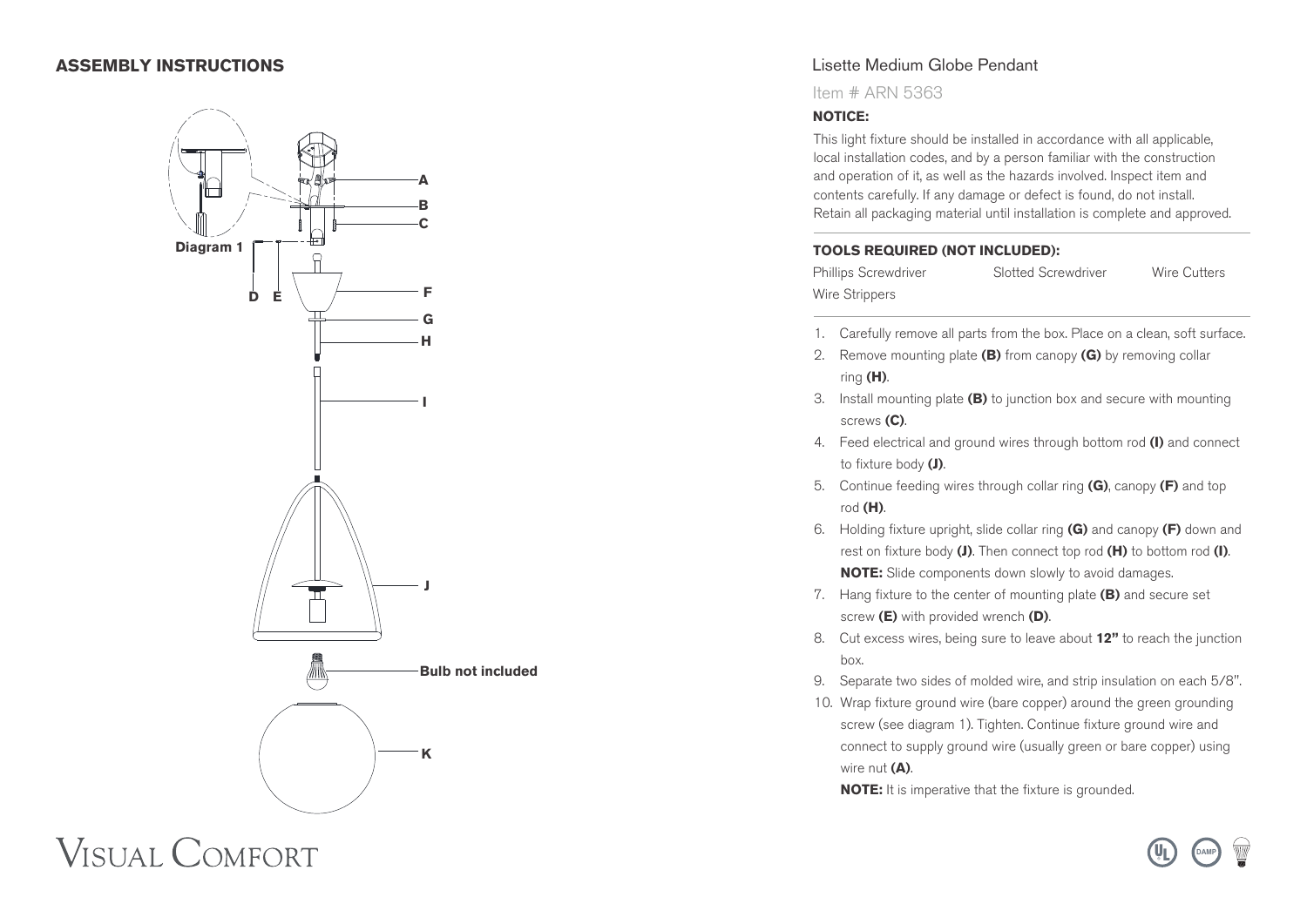## ASSEMBLY INSTRUCTIONS

Diagram 1

A
B
C
D E
F
G
H
I
J
Bulb not included
K

VISUAL COMFORT

# Lisette Medium Globe Pendant

Item # ARN 5363

**NOTICE:**

This light fixture should be installed in accordance with all applicable, local installation codes, and by a person familiar with the construction and operation of it, as well as the hazards involved. Inspect item and contents carefully. If any damage or defect is found, do not install. Retain all packaging material until installation is complete and approved.

**TOOLS REQUIRED (NOT INCLUDED):**

Phillips Screwdriver
Slotted Screwdriver
Wire Cutters
Wire Strippers

1. Carefully remove all parts from the box. Place on a clean, soft surface.
2. Remove mounting plate **(B)** from canopy **(G)** by removing collar ring **(H)**.
3. Install mounting plate **(B)** to junction box and secure with mounting screws **(C)**.
4. Feed electrical and ground wires through bottom rod **(I)** and connect to fixture body **(J)**.
5. Continue feeding wires through collar ring **(G)**, canopy **(F)** and top rod **(H)**.
6. Holding fixture upright, slide collar ring **(G)** and canopy **(F)** down and rest on fixture body **(J)**. Then connect top rod **(H)** to bottom rod **(I)**. **NOTE:** Slide components down slowly to avoid damages.
7. Hang fixture to the center of mounting plate **(B)** and secure set screw **(E)** with provided wrench **(D)**.
8. Cut excess wires, being sure to leave about **12"** to reach the junction box.
9. Separate two sides of molded wire, and strip insulation on each 5/8".
10. Wrap fixture ground wire (bare copper) around the green grounding screw (see diagram 1). Tighten. Continue fixture ground wire and connect to supply ground wire (usually green or bare copper) using wire nut **(A)**.

    **NOTE:** It is imperative that the fixture is grounded.

DAMP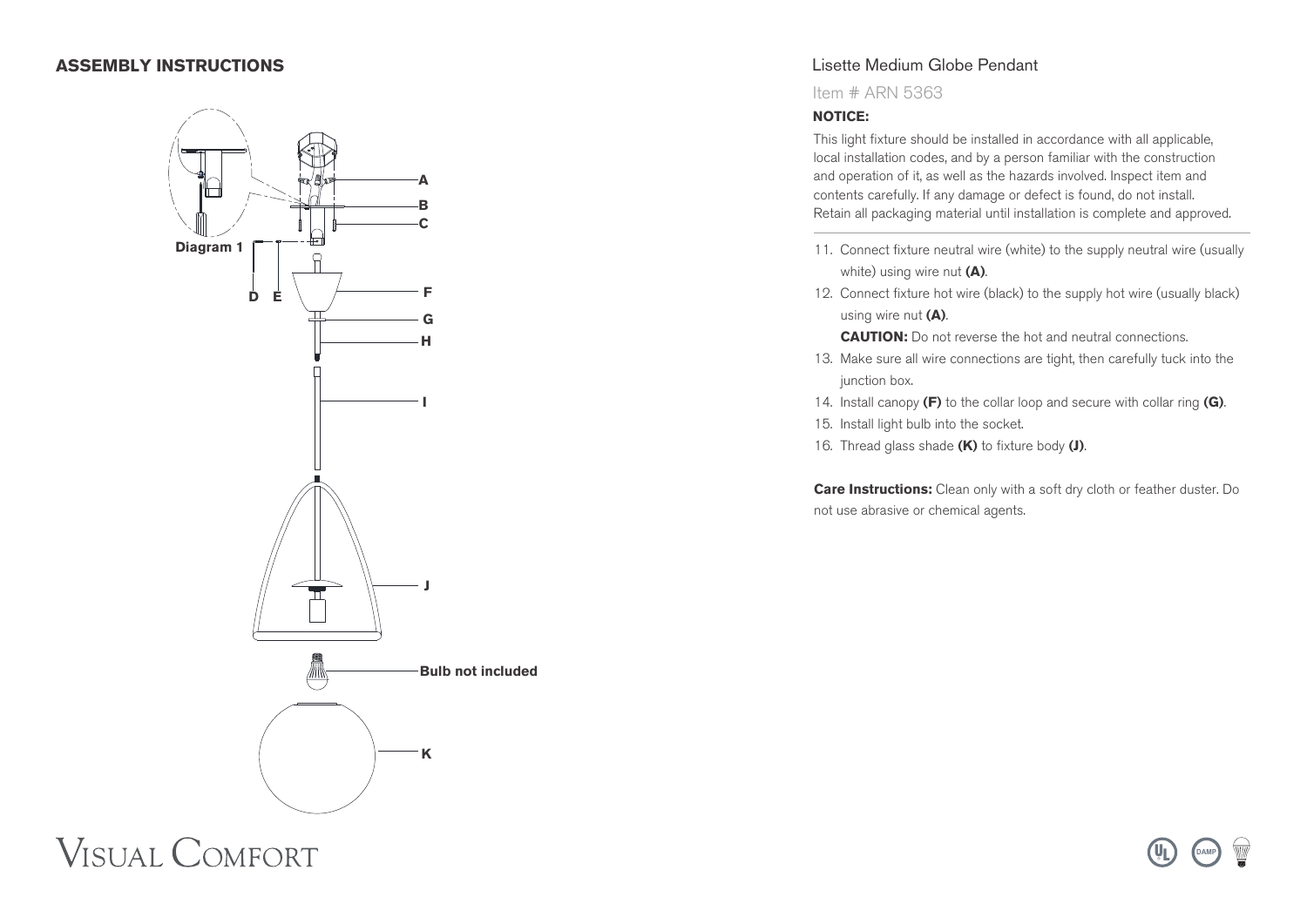## ASSEMBLY INSTRUCTIONS

Diagram 1

A

B

C

D E

F

G

H

I

J

Bulb not included

K

Visual Comfort

## Lisette Medium Globe Pendant

Item # ARN 5363

**NOTICE:**

This light fixture should be installed in accordance with all applicable, local installation codes, and by a person familiar with the construction and operation of it, as well as the hazards involved. Inspect item and contents carefully. If any damage or defect is found, do not install. Retain all packaging material until installation is complete and approved.

11. Connect fixture neutral wire (white) to the supply neutral wire (usually white) using wire nut **(A)**.
12. Connect fixture hot wire (black) to the supply hot wire (usually black) using wire nut **(A)**.

    **CAUTION:** Do not reverse the hot and neutral connections.
13. Make sure all wire connections are tight, then carefully tuck into the junction box.
14. Install canopy **(F)** to the collar loop and secure with collar ring **(G)**.
15. Install light bulb into the socket.
16. Thread glass shade **(K)** to fixture body **(J)**.

**Care Instructions:** Clean only with a soft dry cloth or feather duster. Do not use abrasive or chemical agents.

DAMP